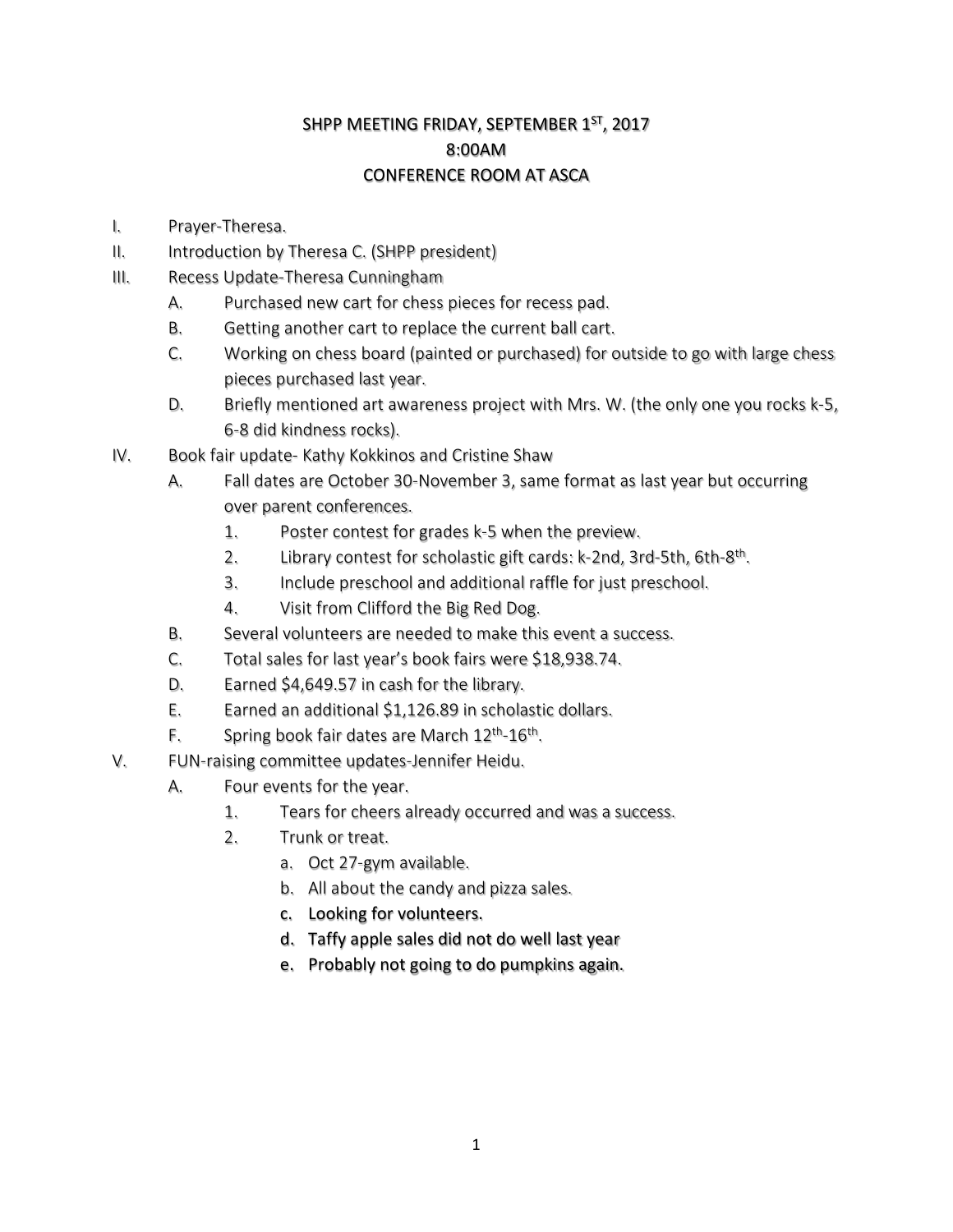# SHPP MEETING FRIDAY, SEPTEMBER 1ST, 2017
## 8:00AM
## CONFERENCE ROOM AT ASCA

I. Prayer-Theresa.

II. Introduction by Theresa C. (SHPP president)

III. Recess Update-Theresa Cunningham
   - A. Purchased new cart for chess pieces for recess pad.
   - B. Getting another cart to replace the current ball cart.
   - C. Working on chess board (painted or purchased) for outside to go with large chess pieces purchased last year.
   - D. Briefly mentioned art awareness project with Mrs. W. (the only one you rocks k-5, 6-8 did kindness rocks).

IV. Book fair update- Kathy Kokkinos and Cristine Shaw
   - A. Fall dates are October 30-November 3, same format as last year but occurring over parent conferences.
     1. Poster contest for grades k-5 when the preview.
     2. Library contest for scholastic gift cards: k-2nd, 3rd-5th, 6th-8th.
     3. Include preschool and additional raffle for just preschool.
     4. Visit from Clifford the Big Red Dog.
   - B. Several volunteers are needed to make this event a success.
   - C. Total sales for last year's book fairs were $18,938.74.
   - D. Earned $4,649.57 in cash for the library.
   - E. Earned an additional $1,126.89 in scholastic dollars.
   - F. Spring book fair dates are March 12th-16th.

V. FUN-raising committee updates-Jennifer Heidu.
   - A. Four events for the year.
     1. Tears for cheers already occurred and was a success.
     2. Trunk or treat.
        - a. Oct 27-gym available.
        - b. All about the candy and pizza sales.
        - c. Looking for volunteers.
        - d. Taffy apple sales did not do well last year
        - e. Probably not going to do pumpkins again.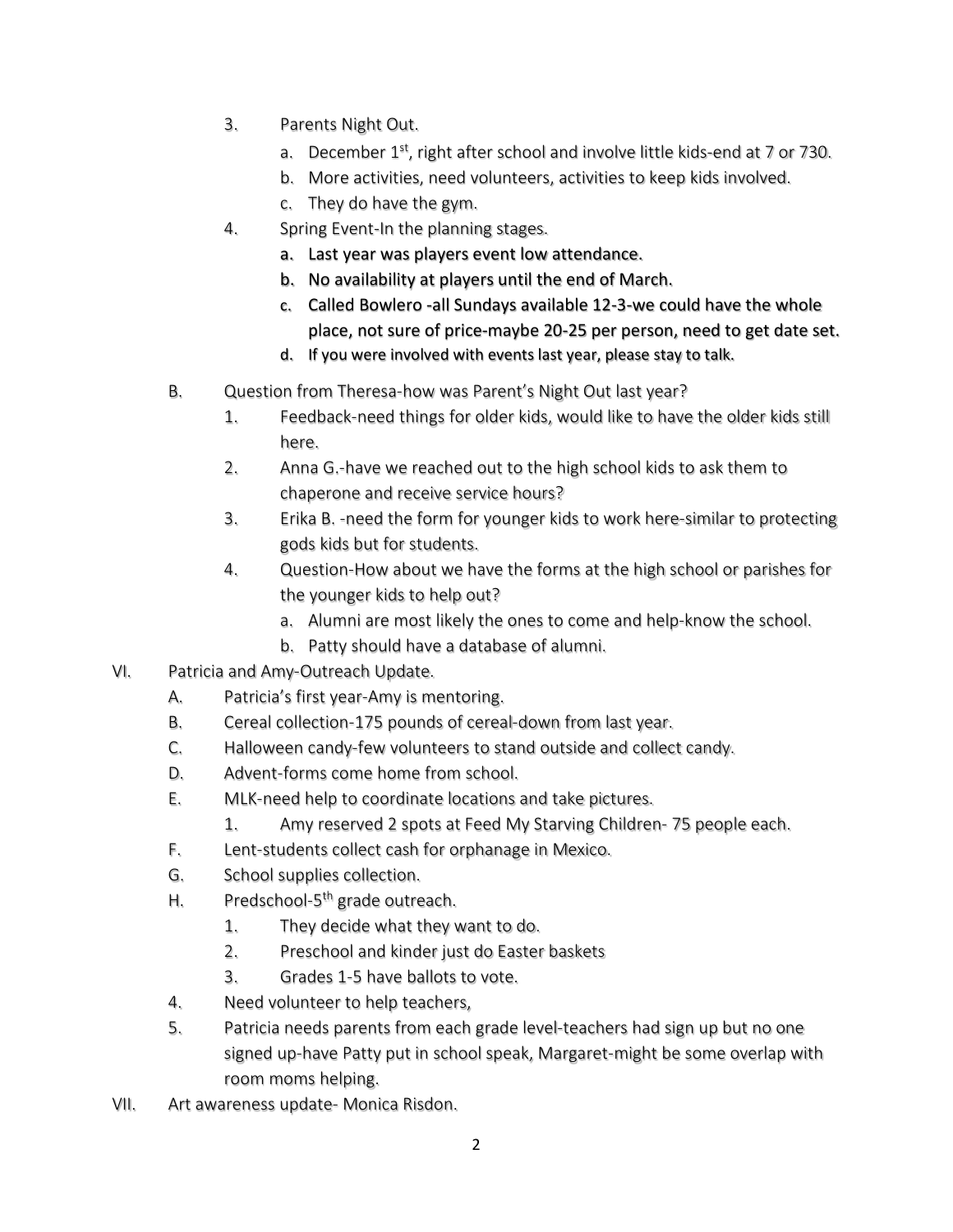3. Parents Night Out.
    a. December 1st, right after school and involve little kids-end at 7 or 730.
    b. More activities, need volunteers, activities to keep kids involved.
    c. They do have the gym.
4. Spring Event-In the planning stages.
    a. Last year was players event low attendance.
    b. No availability at players until the end of March.
    c. Called Bowlero -all Sundays available 12-3-we could have the whole place, not sure of price-maybe 20-25 per person, need to get date set.
    d. If you were involved with events last year, please stay to talk.

B. Question from Theresa-how was Parent's Night Out last year?
   1. Feedback-need things for older kids, would like to have the older kids still here.
   2. Anna G.-have we reached out to the high school kids to ask them to chaperone and receive service hours?
   3. Erika B. -need the form for younger kids to work here-similar to protecting gods kids but for students.
   4. Question-How about we have the forms at the high school or parishes for the younger kids to help out?
      a. Alumni are most likely the ones to come and help-know the school.
      b. Patty should have a database of alumni.

VI. Patricia and Amy-Outreach Update.
   A. Patricia's first year-Amy is mentoring.
   B. Cereal collection-175 pounds of cereal-down from last year.
   C. Halloween candy-few volunteers to stand outside and collect candy.
   D. Advent-forms come home from school.
   E. MLK-need help to coordinate locations and take pictures.
      1. Amy reserved 2 spots at Feed My Starving Children- 75 people each.
   F. Lent-students collect cash for orphanage in Mexico.
   G. School supplies collection.
   H. Predschool-5th grade outreach.
      1. They decide what they want to do.
      2. Preschool and kinder just do Easter baskets
      3. Grades 1-5 have ballots to vote.
   4. Need volunteer to help teachers,
   5. Patricia needs parents from each grade level-teachers had sign up but no one signed up-have Patty put in school speak, Margaret-might be some overlap with room moms helping.

VII. Art awareness update- Monica Risdon.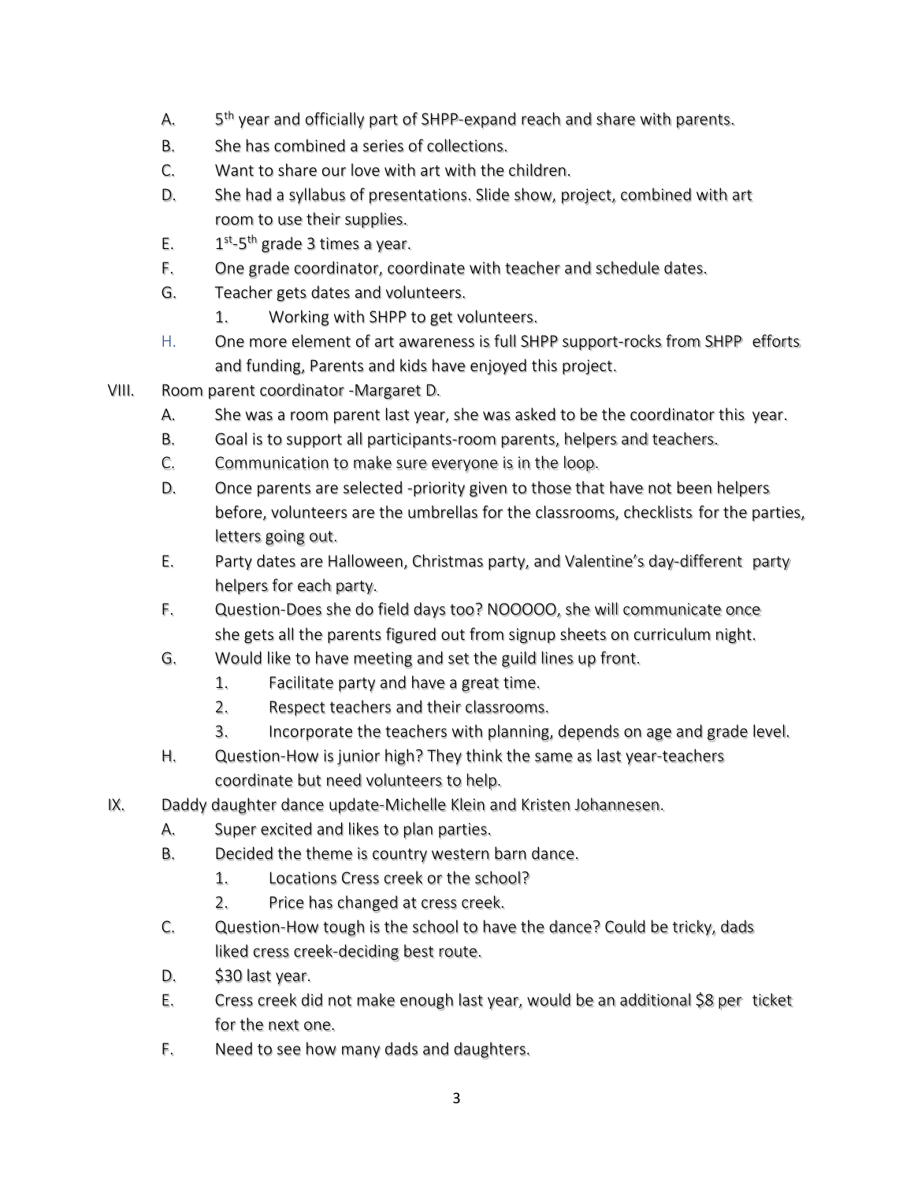A. 5th year and officially part of SHPP-expand reach and share with parents.

B. She has combined a series of collections.

C. Want to share our love with art with the children.

D. She had a syllabus of presentations. Slide show, project, combined with art room to use their supplies.

E. 1st-5th grade 3 times a year.

F. One grade coordinator, coordinate with teacher and schedule dates.

G. Teacher gets dates and volunteers.

   1. Working with SHPP to get volunteers.

H. One more element of art awareness is full SHPP support-rocks from SHPP efforts and funding, Parents and kids have enjoyed this project.

VIII. Room parent coordinator -Margaret D.

A. She was a room parent last year, she was asked to be the coordinator this year.

B. Goal is to support all participants-room parents, helpers and teachers.

C. Communication to make sure everyone is in the loop.

D. Once parents are selected -priority given to those that have not been helpers before, volunteers are the umbrellas for the classrooms, checklists for the parties, letters going out.

E. Party dates are Halloween, Christmas party, and Valentine's day-different party helpers for each party.

F. Question-Does she do field days too? NOOOOO, she will communicate once she gets all the parents figured out from signup sheets on curriculum night.

G. Would like to have meeting and set the guild lines up front.

   1. Facilitate party and have a great time.
   2. Respect teachers and their classrooms.
   3. Incorporate the teachers with planning, depends on age and grade level.

H. Question-How is junior high? They think the same as last year-teachers coordinate but need volunteers to help.

IX. Daddy daughter dance update-Michelle Klein and Kristen Johannesen.

A. Super excited and likes to plan parties.

B. Decided the theme is country western barn dance.

   1. Locations Cress creek or the school?
   2. Price has changed at cress creek.

C. Question-How tough is the school to have the dance? Could be tricky, dads liked cress creek-deciding best route.

D. $30 last year.

E. Cress creek did not make enough last year, would be an additional $8 per ticket for the next one.

F. Need to see how many dads and daughters.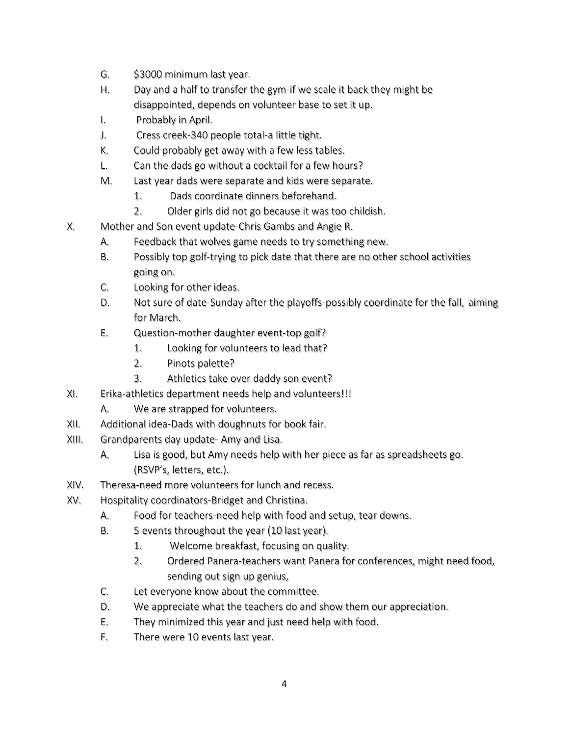G. $3000 minimum last year.

H. Day and a half to transfer the gym-if we scale it back they might be disappointed, depends on volunteer base to set it up.

I. Probably in April.

J. Cress creek-340 people total-a little tight.

K. Could probably get away with a few less tables.

L. Can the dads go without a cocktail for a few hours?

M. Last year dads were separate and kids were separate.

   1. Dads coordinate dinners beforehand.
   2. Older girls did not go because it was too childish.

X. Mother and Son event update-Chris Gambs and Angie R.

   A. Feedback that wolves game needs to try something new.

   B. Possibly top golf-trying to pick date that there are no other school activities going on.

   C. Looking for other ideas.

   D. Not sure of date-Sunday after the playoffs-possibly coordinate for the fall, aiming for March.

   E. Question-mother daughter event-top golf?

      1. Looking for volunteers to lead that?
      2. Pinots palette?
      3. Athletics take over daddy son event?

XI. Erika-athletics department needs help and volunteers!!!

   A. We are strapped for volunteers.

XII. Additional idea-Dads with doughnuts for book fair.

XIII. Grandparents day update- Amy and Lisa.

   A. Lisa is good, but Amy needs help with her piece as far as spreadsheets go. (RSVP's, letters, etc.).

XIV. Theresa-need more volunteers for lunch and recess.

XV. Hospitality coordinators-Bridget and Christina.

   A. Food for teachers-need help with food and setup, tear downs.

   B. 5 events throughout the year (10 last year).

      1. Welcome breakfast, focusing on quality.
      2. Ordered Panera-teachers want Panera for conferences, might need food, sending out sign up genius,

   C. Let everyone know about the committee.

   D. We appreciate what the teachers do and show them our appreciation.

   E. They minimized this year and just need help with food.

   F. There were 10 events last year.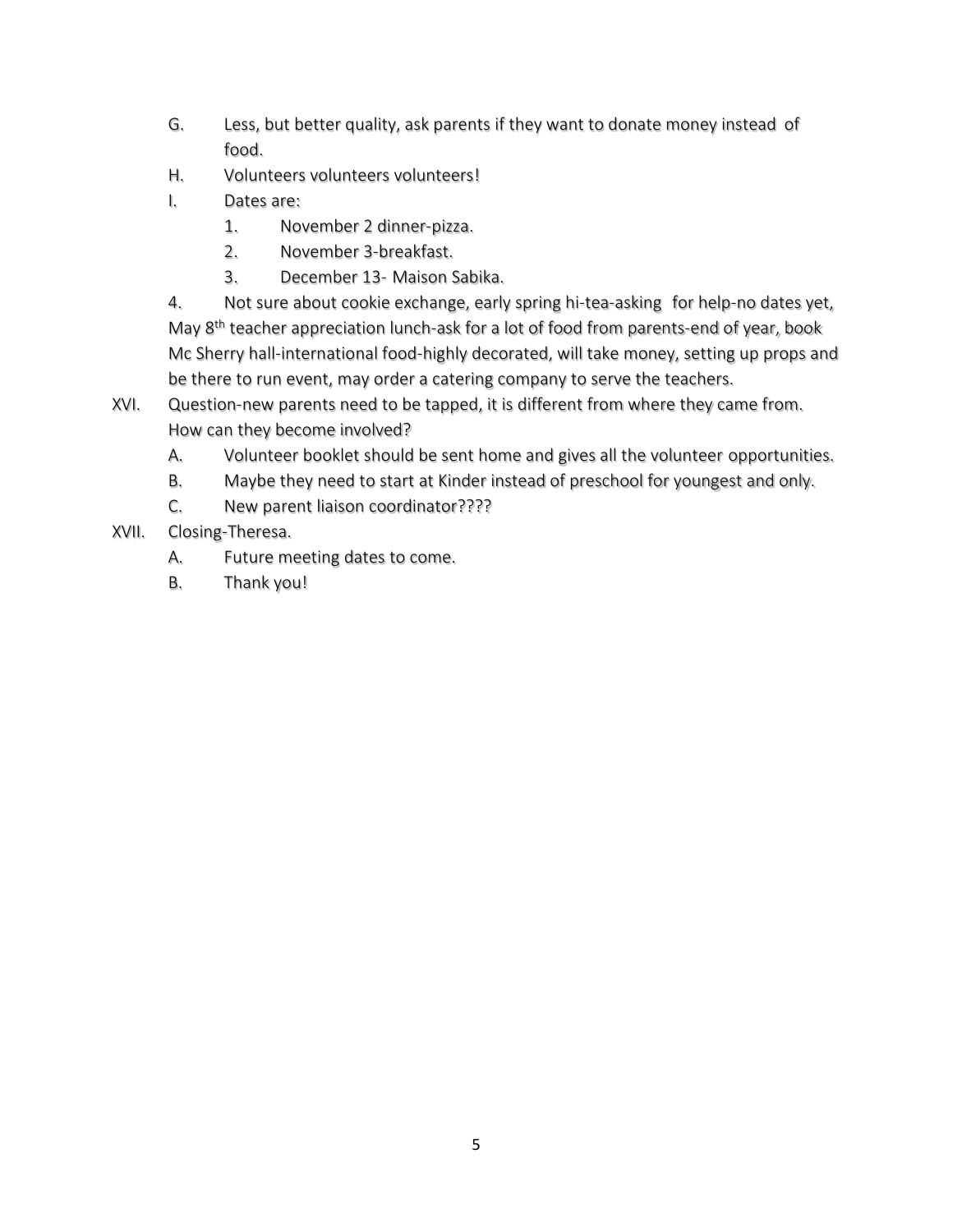G. Less, but better quality, ask parents if they want to donate money instead of food.

H. Volunteers volunteers volunteers!

I. Dates are:

1. November 2 dinner-pizza.
2. November 3-breakfast.
3. December 13- Maison Sabika.
4. Not sure about cookie exchange, early spring hi-tea-asking for help-no dates yet, May 8th teacher appreciation lunch-ask for a lot of food from parents-end of year, book Mc Sherry hall-international food-highly decorated, will take money, setting up props and be there to run event, may order a catering company to serve the teachers.

XVI. Question-new parents need to be tapped, it is different from where they came from. How can they become involved?

A. Volunteer booklet should be sent home and gives all the volunteer opportunities.

B. Maybe they need to start at Kinder instead of preschool for youngest and only.

C. New parent liaison coordinator????

XVII. Closing-Theresa.

A. Future meeting dates to come.

B. Thank you!